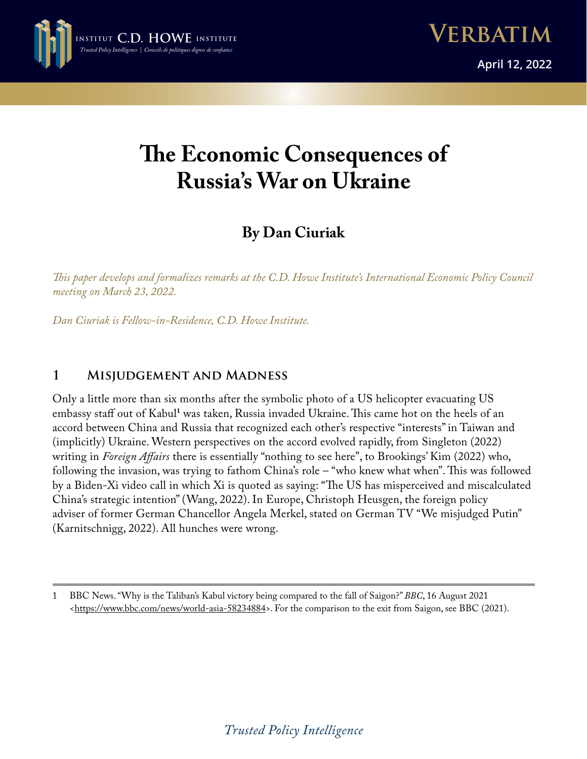# The Economic Consequences of Russia's War on Ukraine

## By Dan Ciuriak

*This paper develops and formalizes remarks at the C.D. Howe Institute's International Economic Policy Council meeting on March 23, 2022.*

*Dan Ciuriak is Fellow-in-Residence, C.D. Howe Institute.*

### 1 Misjudgement and Madness

Only a little more than six months after the symbolic photo of a US helicopter evacuating US embassy staff out of Kabul[1] was taken, Russia invaded Ukraine. This came hot on the heels of an accord between China and Russia that recognized each other's respective "interests" in Taiwan and (implicitly) Ukraine. Western perspectives on the accord evolved rapidly, from Singleton (2022) writing in *Foreign Affairs* there is essentially "nothing to see here", to Brookings' Kim (2022) who, following the invasion, was trying to fathom China's role – "who knew what when". This was followed by a Biden-Xi video call in which Xi is quoted as saying: "The US has misperceived and miscalculated China's strategic intention" (Wang, 2022). In Europe, Christoph Heusgen, the foreign policy adviser of former German Chancellor Angela Merkel, stated on German TV "We misjudged Putin" (Karnitschnigg, 2022). All hunches were wrong.

---

1 BBC News. "Why is the Taliban's Kabul victory being compared to the fall of Saigon?" *BBC*, 16 August 2021 <https://www.bbc.com/news/world-asia-58234884>. For the comparison to the exit from Saigon, see BBC (2021).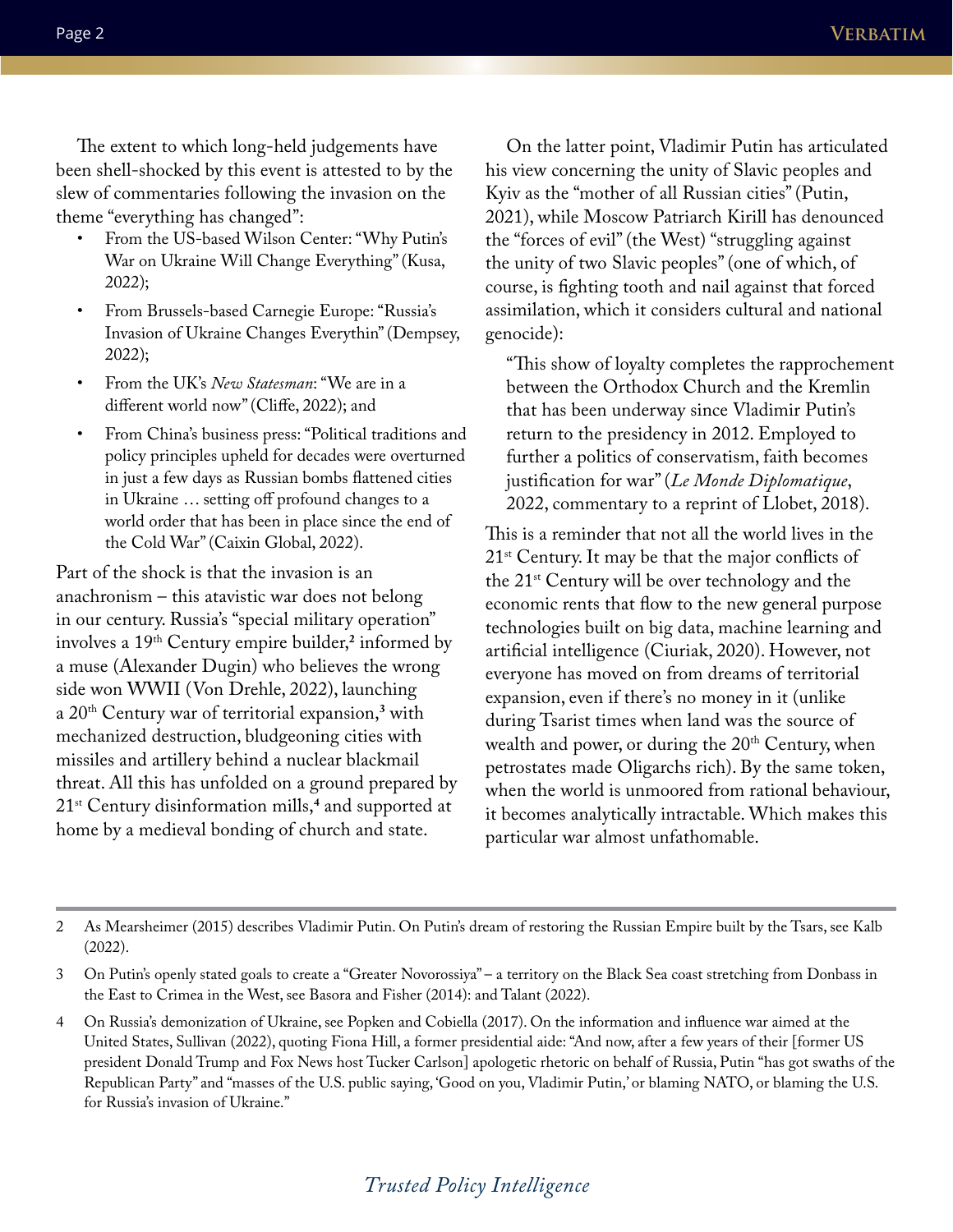The extent to which long-held judgements have been shell-shocked by this event is attested to by the slew of commentaries following the invasion on the theme "everything has changed":

- From the US-based Wilson Center: "Why Putin's War on Ukraine Will Change Everything" (Kusa, 2022);
- From Brussels-based Carnegie Europe: "Russia's Invasion of Ukraine Changes Everythin" (Dempsey, 2022);
- From the UK's *New Statesman*: "We are in a different world now" (Cliffe, 2022); and
- From China's business press: "Political traditions and policy principles upheld for decades were overturned in just a few days as Russian bombs flattened cities in Ukraine … setting off profound changes to a world order that has been in place since the end of the Cold War" (Caixin Global, 2022).

Part of the shock is that the invasion is an anachronism – this atavistic war does not belong in our century. Russia's "special military operation" involves a 19th Century empire builder,[2] informed by a muse (Alexander Dugin) who believes the wrong side won WWII (Von Drehle, 2022), launching a 20th Century war of territorial expansion,[3] with mechanized destruction, bludgeoning cities with missiles and artillery behind a nuclear blackmail threat. All this has unfolded on a ground prepared by 21st Century disinformation mills,[4] and supported at home by a medieval bonding of church and state.

On the latter point, Vladimir Putin has articulated his view concerning the unity of Slavic peoples and Kyiv as the "mother of all Russian cities" (Putin, 2021), while Moscow Patriarch Kirill has denounced the "forces of evil" (the West) "struggling against the unity of two Slavic peoples" (one of which, of course, is fighting tooth and nail against that forced assimilation, which it considers cultural and national genocide):

> "This show of loyalty completes the rapprochement between the Orthodox Church and the Kremlin that has been underway since Vladimir Putin's return to the presidency in 2012. Employed to further a politics of conservatism, faith becomes justification for war" (*Le Monde Diplomatique*, 2022, commentary to a reprint of Llobet, 2018).

This is a reminder that not all the world lives in the 21st Century. It may be that the major conflicts of the 21st Century will be over technology and the economic rents that flow to the new general purpose technologies built on big data, machine learning and artificial intelligence (Ciuriak, 2020). However, not everyone has moved on from dreams of territorial expansion, even if there's no money in it (unlike during Tsarist times when land was the source of wealth and power, or during the 20th Century, when petrostates made Oligarchs rich). By the same token, when the world is unmoored from rational behaviour, it becomes analytically intractable. Which makes this particular war almost unfathomable.

---

2 As Mearsheimer (2015) describes Vladimir Putin. On Putin's dream of restoring the Russian Empire built by the Tsars, see Kalb (2022).

3 On Putin's openly stated goals to create a "Greater Novorossiya" – a territory on the Black Sea coast stretching from Donbass in the East to Crimea in the West, see Basora and Fisher (2014): and Talant (2022).

4 On Russia's demonization of Ukraine, see Popken and Cobiella (2017). On the information and influence war aimed at the United States, Sullivan (2022), quoting Fiona Hill, a former presidential aide: "And now, after a few years of their [former US president Donald Trump and Fox News host Tucker Carlson] apologetic rhetoric on behalf of Russia, Putin "has got swaths of the Republican Party" and "masses of the U.S. public saying, 'Good on you, Vladimir Putin,' or blaming NATO, or blaming the U.S. for Russia's invasion of Ukraine."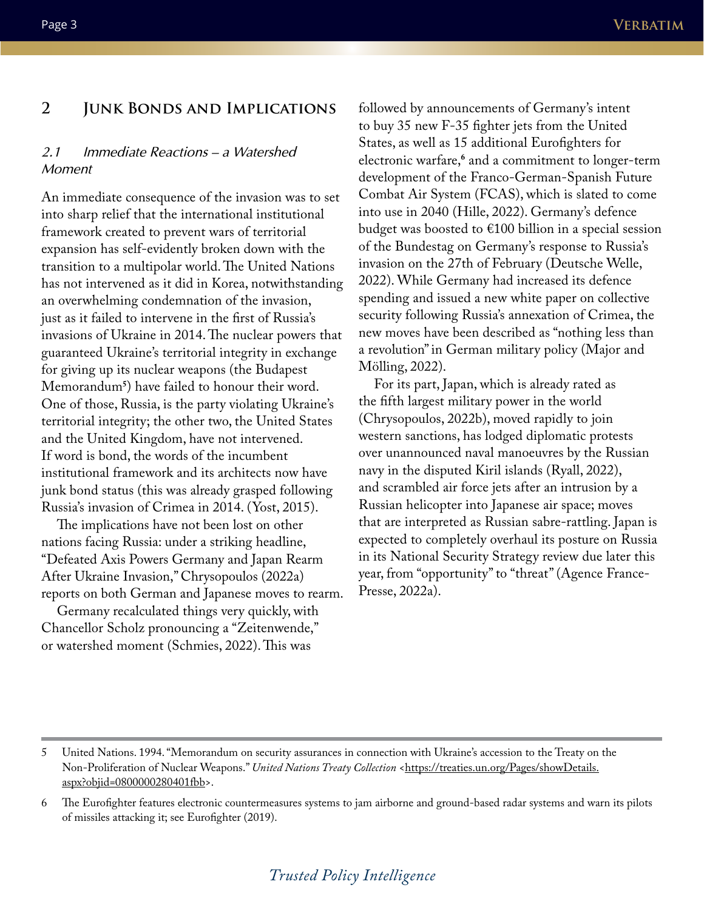## 2 Junk Bonds and Implications

### 2.1 Immediate Reactions – a Watershed Moment

An immediate consequence of the invasion was to set into sharp relief that the international institutional framework created to prevent wars of territorial expansion has self-evidently broken down with the transition to a multipolar world. The United Nations has not intervened as it did in Korea, notwithstanding an overwhelming condemnation of the invasion, just as it failed to intervene in the first of Russia's invasions of Ukraine in 2014. The nuclear powers that guaranteed Ukraine's territorial integrity in exchange for giving up its nuclear weapons (the Budapest Memorandum[5]) have failed to honour their word. One of those, Russia, is the party violating Ukraine's territorial integrity; the other two, the United States and the United Kingdom, have not intervened. If word is bond, the words of the incumbent institutional framework and its architects now have junk bond status (this was already grasped following Russia's invasion of Crimea in 2014. (Yost, 2015).

The implications have not been lost on other nations facing Russia: under a striking headline, "Defeated Axis Powers Germany and Japan Rearm After Ukraine Invasion," Chrysopoulos (2022a) reports on both German and Japanese moves to rearm.

Germany recalculated things very quickly, with Chancellor Scholz pronouncing a "Zeitenwende," or watershed moment (Schmies, 2022). This was followed by announcements of Germany's intent to buy 35 new F-35 fighter jets from the United States, as well as 15 additional Eurofighters for electronic warfare,[6] and a commitment to longer-term development of the Franco-German-Spanish Future Combat Air System (FCAS), which is slated to come into use in 2040 (Hille, 2022). Germany's defence budget was boosted to €100 billion in a special session of the Bundestag on Germany's response to Russia's invasion on the 27th of February (Deutsche Welle, 2022). While Germany had increased its defence spending and issued a new white paper on collective security following Russia's annexation of Crimea, the new moves have been described as "nothing less than a revolution" in German military policy (Major and Mölling, 2022).

For its part, Japan, which is already rated as the fifth largest military power in the world (Chrysopoulos, 2022b), moved rapidly to join western sanctions, has lodged diplomatic protests over unannounced naval manoeuvres by the Russian navy in the disputed Kiril islands (Ryall, 2022), and scrambled air force jets after an intrusion by a Russian helicopter into Japanese air space; moves that are interpreted as Russian sabre-rattling. Japan is expected to completely overhaul its posture on Russia in its National Security Strategy review due later this year, from "opportunity" to "threat" (Agence France-Presse, 2022a).

---

5 United Nations. 1994. "Memorandum on security assurances in connection with Ukraine's accession to the Treaty on the Non-Proliferation of Nuclear Weapons." *United Nations Treaty Collection* <https://treaties.un.org/Pages/showDetails.aspx?objid=0800000280401fbb>.

6 The Eurofighter features electronic countermeasures systems to jam airborne and ground-based radar systems and warn its pilots of missiles attacking it; see Eurofighter (2019).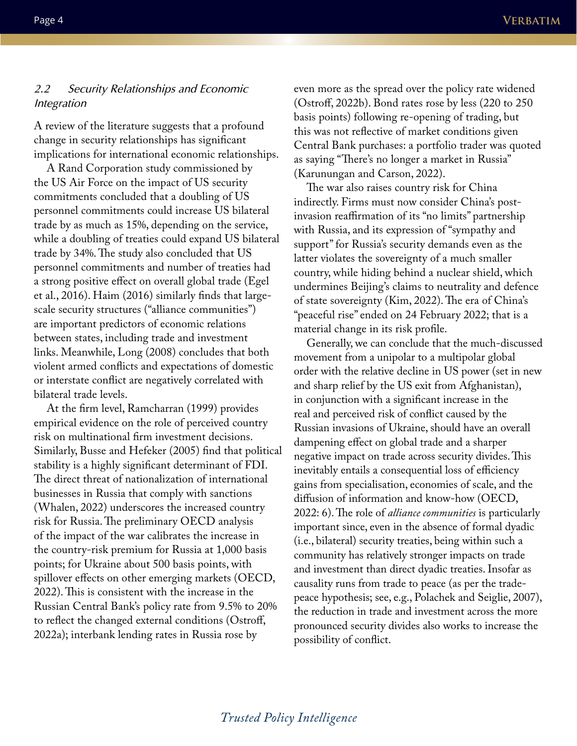### *2.2 Security Relationships and Economic Integration*

A review of the literature suggests that a profound change in security relationships has significant implications for international economic relationships.

A Rand Corporation study commissioned by the US Air Force on the impact of US security commitments concluded that a doubling of US personnel commitments could increase US bilateral trade by as much as 15%, depending on the service, while a doubling of treaties could expand US bilateral trade by 34%. The study also concluded that US personnel commitments and number of treaties had a strong positive effect on overall global trade (Egel et al., 2016). Haim (2016) similarly finds that large-scale security structures ("alliance communities") are important predictors of economic relations between states, including trade and investment links. Meanwhile, Long (2008) concludes that both violent armed conflicts and expectations of domestic or interstate conflict are negatively correlated with bilateral trade levels.

At the firm level, Ramcharran (1999) provides empirical evidence on the role of perceived country risk on multinational firm investment decisions. Similarly, Busse and Hefeker (2005) find that political stability is a highly significant determinant of FDI. The direct threat of nationalization of international businesses in Russia that comply with sanctions (Whalen, 2022) underscores the increased country risk for Russia. The preliminary OECD analysis of the impact of the war calibrates the increase in the country-risk premium for Russia at 1,000 basis points; for Ukraine about 500 basis points, with spillover effects on other emerging markets (OECD, 2022). This is consistent with the increase in the Russian Central Bank's policy rate from 9.5% to 20% to reflect the changed external conditions (Ostroff, 2022a); interbank lending rates in Russia rose by even more as the spread over the policy rate widened (Ostroff, 2022b). Bond rates rose by less (220 to 250 basis points) following re-opening of trading, but this was not reflective of market conditions given Central Bank purchases: a portfolio trader was quoted as saying "There's no longer a market in Russia" (Karunungan and Carson, 2022).

The war also raises country risk for China indirectly. Firms must now consider China's post-invasion reaffirmation of its "no limits" partnership with Russia, and its expression of "sympathy and support" for Russia's security demands even as the latter violates the sovereignty of a much smaller country, while hiding behind a nuclear shield, which undermines Beijing's claims to neutrality and defence of state sovereignty (Kim, 2022). The era of China's "peaceful rise" ended on 24 February 2022; that is a material change in its risk profile.

Generally, we can conclude that the much-discussed movement from a unipolar to a multipolar global order with the relative decline in US power (set in new and sharp relief by the US exit from Afghanistan), in conjunction with a significant increase in the real and perceived risk of conflict caused by the Russian invasions of Ukraine, should have an overall dampening effect on global trade and a sharper negative impact on trade across security divides. This inevitably entails a consequential loss of efficiency gains from specialisation, economies of scale, and the diffusion of information and know-how (OECD, 2022: 6). The role of *alliance communities* is particularly important since, even in the absence of formal dyadic (i.e., bilateral) security treaties, being within such a community has relatively stronger impacts on trade and investment than direct dyadic treaties. Insofar as causality runs from trade to peace (as per the trade-peace hypothesis; see, e.g., Polachek and Seiglie, 2007), the reduction in trade and investment across the more pronounced security divides also works to increase the possibility of conflict.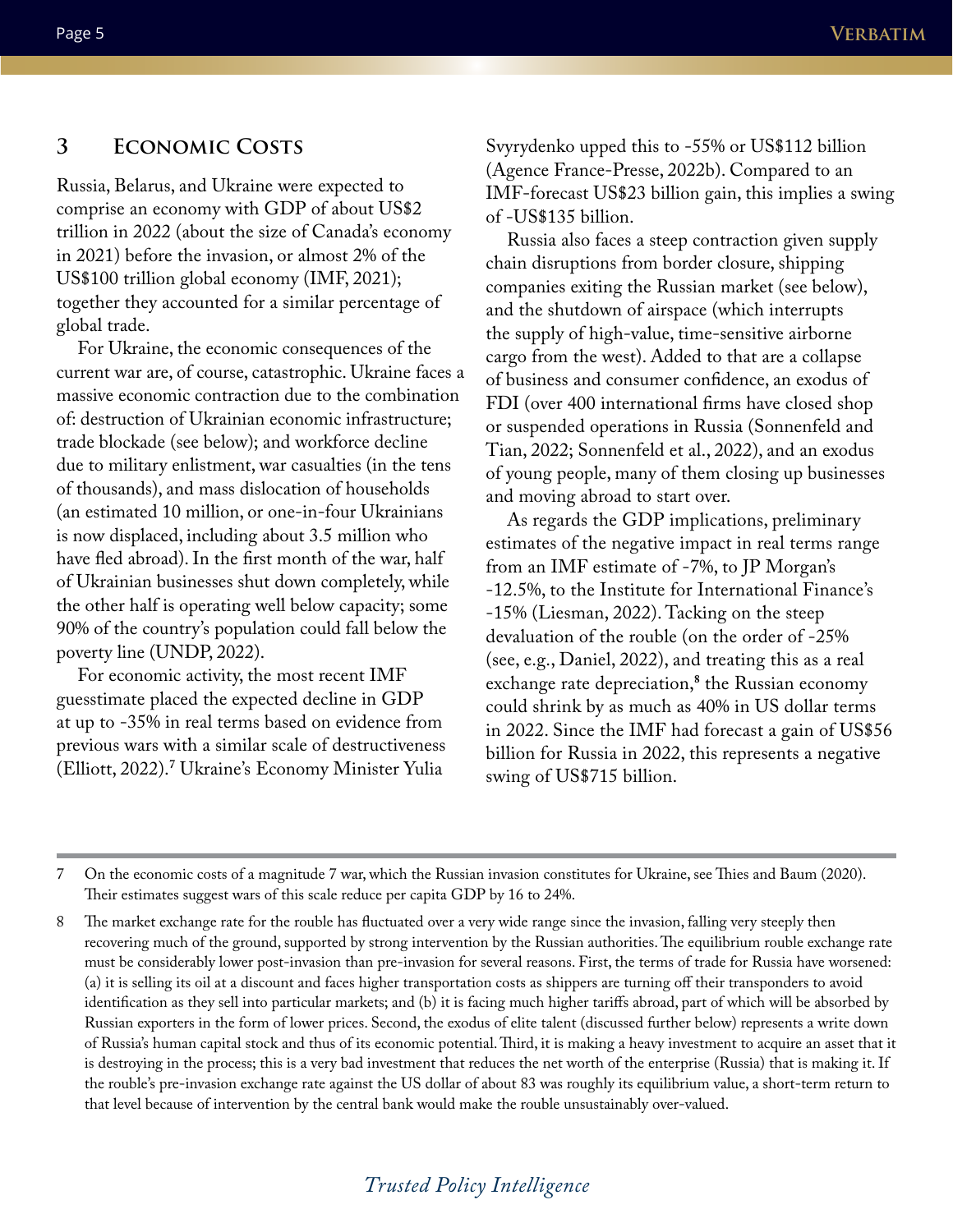## 3 Economic Costs

Russia, Belarus, and Ukraine were expected to comprise an economy with GDP of about US$2 trillion in 2022 (about the size of Canada's economy in 2021) before the invasion, or almost 2% of the US$100 trillion global economy (IMF, 2021); together they accounted for a similar percentage of global trade.

For Ukraine, the economic consequences of the current war are, of course, catastrophic. Ukraine faces a massive economic contraction due to the combination of: destruction of Ukrainian economic infrastructure; trade blockade (see below); and workforce decline due to military enlistment, war casualties (in the tens of thousands), and mass dislocation of households (an estimated 10 million, or one-in-four Ukrainians is now displaced, including about 3.5 million who have fled abroad). In the first month of the war, half of Ukrainian businesses shut down completely, while the other half is operating well below capacity; some 90% of the country's population could fall below the poverty line (UNDP, 2022).

For economic activity, the most recent IMF guesstimate placed the expected decline in GDP at up to -35% in real terms based on evidence from previous wars with a similar scale of destructiveness (Elliott, 2022).[7] Ukraine's Economy Minister Yulia Svyrydenko upped this to -55% or US$112 billion (Agence France-Presse, 2022b). Compared to an IMF-forecast US$23 billion gain, this implies a swing of -US$135 billion.

Russia also faces a steep contraction given supply chain disruptions from border closure, shipping companies exiting the Russian market (see below), and the shutdown of airspace (which interrupts the supply of high-value, time-sensitive airborne cargo from the west). Added to that are a collapse of business and consumer confidence, an exodus of FDI (over 400 international firms have closed shop or suspended operations in Russia (Sonnenfeld and Tian, 2022; Sonnenfeld et al., 2022), and an exodus of young people, many of them closing up businesses and moving abroad to start over.

As regards the GDP implications, preliminary estimates of the negative impact in real terms range from an IMF estimate of -7%, to JP Morgan's -12.5%, to the Institute for International Finance's -15% (Liesman, 2022). Tacking on the steep devaluation of the rouble (on the order of -25% (see, e.g., Daniel, 2022), and treating this as a real exchange rate depreciation,[8] the Russian economy could shrink by as much as 40% in US dollar terms in 2022. Since the IMF had forecast a gain of US$56 billion for Russia in 2022, this represents a negative swing of US$715 billion.

---

7 On the economic costs of a magnitude 7 war, which the Russian invasion constitutes for Ukraine, see Thies and Baum (2020). Their estimates suggest wars of this scale reduce per capita GDP by 16 to 24%.

8 The market exchange rate for the rouble has fluctuated over a very wide range since the invasion, falling very steeply then recovering much of the ground, supported by strong intervention by the Russian authorities. The equilibrium rouble exchange rate must be considerably lower post-invasion than pre-invasion for several reasons. First, the terms of trade for Russia have worsened: (a) it is selling its oil at a discount and faces higher transportation costs as shippers are turning off their transponders to avoid identification as they sell into particular markets; and (b) it is facing much higher tariffs abroad, part of which will be absorbed by Russian exporters in the form of lower prices. Second, the exodus of elite talent (discussed further below) represents a write down of Russia's human capital stock and thus of its economic potential. Third, it is making a heavy investment to acquire an asset that it is destroying in the process; this is a very bad investment that reduces the net worth of the enterprise (Russia) that is making it. If the rouble's pre-invasion exchange rate against the US dollar of about 83 was roughly its equilibrium value, a short-term return to that level because of intervention by the central bank would make the rouble unsustainably over-valued.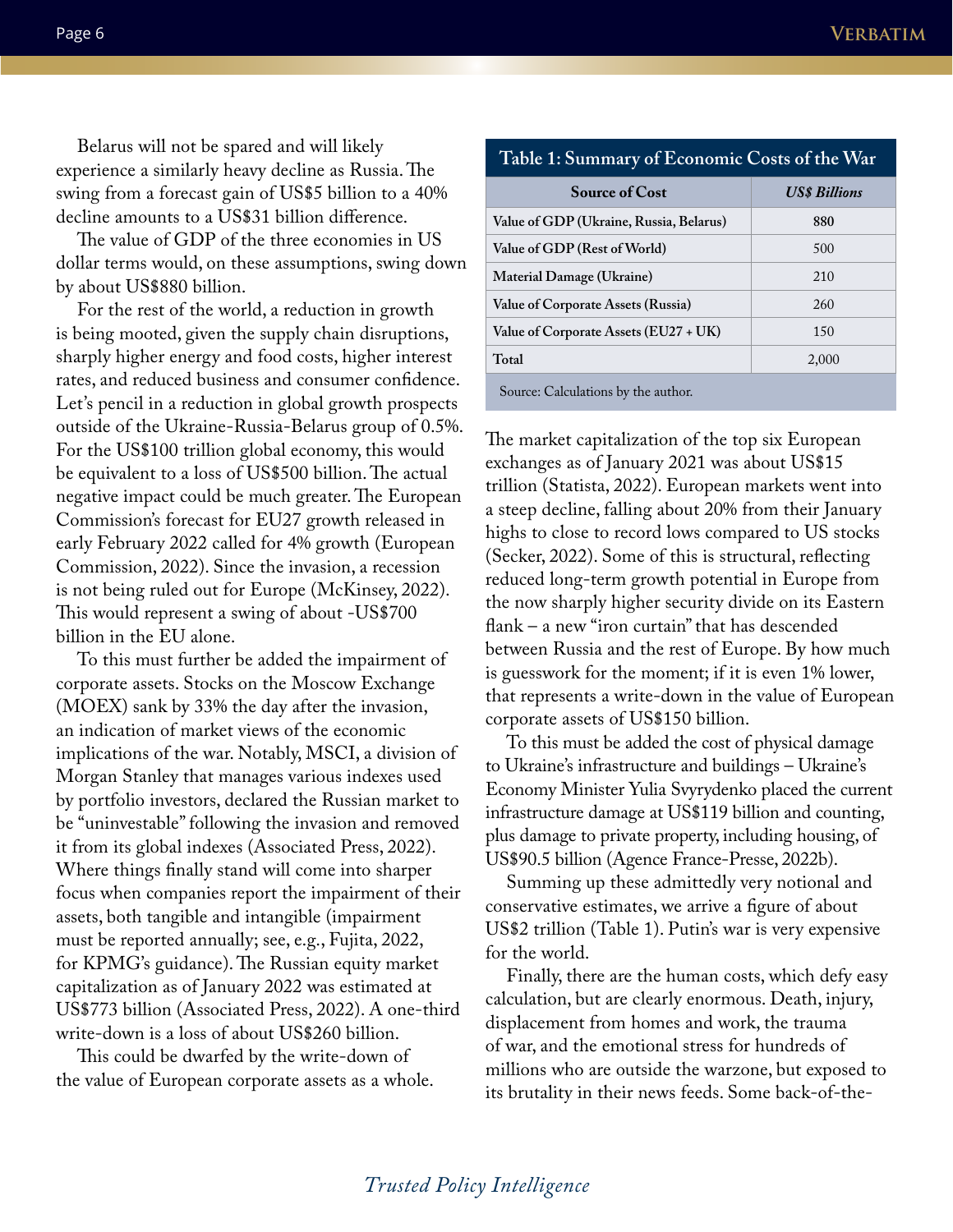Belarus will not be spared and will likely experience a similarly heavy decline as Russia. The swing from a forecast gain of US$5 billion to a 40% decline amounts to a US$31 billion difference.

The value of GDP of the three economies in US dollar terms would, on these assumptions, swing down by about US$880 billion.

For the rest of the world, a reduction in growth is being mooted, given the supply chain disruptions, sharply higher energy and food costs, higher interest rates, and reduced business and consumer confidence. Let's pencil in a reduction in global growth prospects outside of the Ukraine-Russia-Belarus group of 0.5%. For the US$100 trillion global economy, this would be equivalent to a loss of US$500 billion. The actual negative impact could be much greater. The European Commission's forecast for EU27 growth released in early February 2022 called for 4% growth (European Commission, 2022). Since the invasion, a recession is not being ruled out for Europe (McKinsey, 2022). This would represent a swing of about -US$700 billion in the EU alone.

To this must further be added the impairment of corporate assets. Stocks on the Moscow Exchange (MOEX) sank by 33% the day after the invasion, an indication of market views of the economic implications of the war. Notably, MSCI, a division of Morgan Stanley that manages various indexes used by portfolio investors, declared the Russian market to be "uninvestable" following the invasion and removed it from its global indexes (Associated Press, 2022). Where things finally stand will come into sharper focus when companies report the impairment of their assets, both tangible and intangible (impairment must be reported annually; see, e.g., Fujita, 2022, for KPMG's guidance). The Russian equity market capitalization as of January 2022 was estimated at US$773 billion (Associated Press, 2022). A one-third write-down is a loss of about US$260 billion.

This could be dwarfed by the write-down of the value of European corporate assets as a whole.

**Table 1: Summary of Economic Costs of the War**

| Source of Cost | *US$ Billions* |
|---|---|
| Value of GDP (Ukraine, Russia, Belarus) | **880** |
| Value of GDP (Rest of World) | 500 |
| Material Damage (Ukraine) | 210 |
| Value of Corporate Assets (Russia) | 260 |
| Value of Corporate Assets (EU27 + UK) | 150 |
| Total | 2,000 |

Source: Calculations by the author.

The market capitalization of the top six European exchanges as of January 2021 was about US$15 trillion (Statista, 2022). European markets went into a steep decline, falling about 20% from their January highs to close to record lows compared to US stocks (Secker, 2022). Some of this is structural, reflecting reduced long-term growth potential in Europe from the now sharply higher security divide on its Eastern flank – a new "iron curtain" that has descended between Russia and the rest of Europe. By how much is guesswork for the moment; if it is even 1% lower, that represents a write-down in the value of European corporate assets of US$150 billion.

To this must be added the cost of physical damage to Ukraine's infrastructure and buildings – Ukraine's Economy Minister Yulia Svyrydenko placed the current infrastructure damage at US$119 billion and counting, plus damage to private property, including housing, of US$90.5 billion (Agence France-Presse, 2022b).

Summing up these admittedly very notional and conservative estimates, we arrive a figure of about US$2 trillion (Table 1). Putin's war is very expensive for the world.

Finally, there are the human costs, which defy easy calculation, but are clearly enormous. Death, injury, displacement from homes and work, the trauma of war, and the emotional stress for hundreds of millions who are outside the warzone, but exposed to its brutality in their news feeds. Some back-of-the-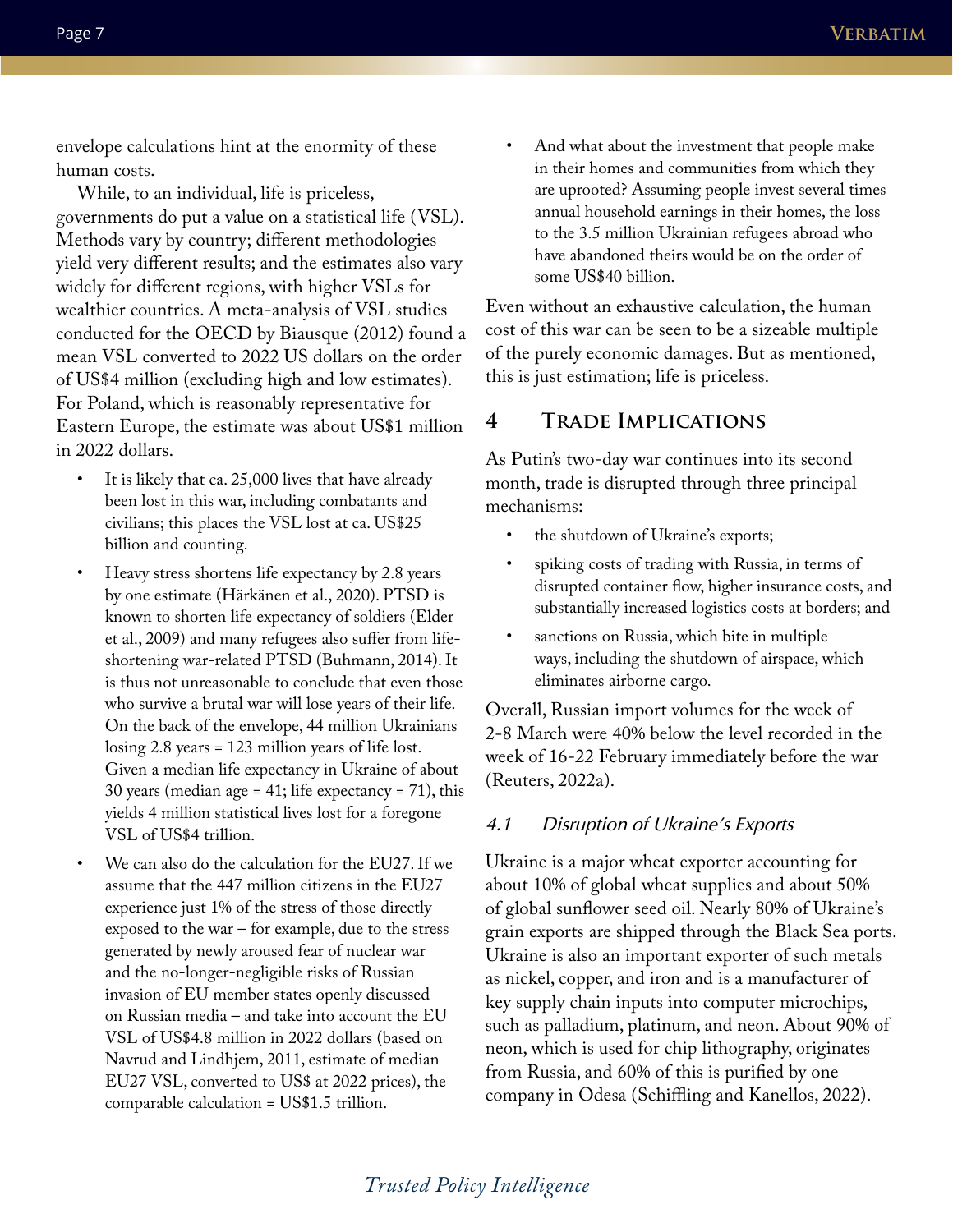envelope calculations hint at the enormity of these human costs.

While, to an individual, life is priceless, governments do put a value on a statistical life (VSL). Methods vary by country; different methodologies yield very different results; and the estimates also vary widely for different regions, with higher VSLs for wealthier countries. A meta-analysis of VSL studies conducted for the OECD by Biausque (2012) found a mean VSL converted to 2022 US dollars on the order of US$4 million (excluding high and low estimates). For Poland, which is reasonably representative for Eastern Europe, the estimate was about US$1 million in 2022 dollars.

- It is likely that ca. 25,000 lives that have already been lost in this war, including combatants and civilians; this places the VSL lost at ca. US$25 billion and counting.
- Heavy stress shortens life expectancy by 2.8 years by one estimate (Härkänen et al., 2020). PTSD is known to shorten life expectancy of soldiers (Elder et al., 2009) and many refugees also suffer from life-shortening war-related PTSD (Buhmann, 2014). It is thus not unreasonable to conclude that even those who survive a brutal war will lose years of their life. On the back of the envelope, 44 million Ukrainians losing 2.8 years = 123 million years of life lost. Given a median life expectancy in Ukraine of about 30 years (median age = 41; life expectancy = 71), this yields 4 million statistical lives lost for a foregone VSL of US$4 trillion.
- We can also do the calculation for the EU27. If we assume that the 447 million citizens in the EU27 experience just 1% of the stress of those directly exposed to the war – for example, due to the stress generated by newly aroused fear of nuclear war and the no-longer-negligible risks of Russian invasion of EU member states openly discussed on Russian media – and take into account the EU VSL of US$4.8 million in 2022 dollars (based on Navrud and Lindhjem, 2011, estimate of median EU27 VSL, converted to US$ at 2022 prices), the comparable calculation = US$1.5 trillion.
- And what about the investment that people make in their homes and communities from which they are uprooted? Assuming people invest several times annual household earnings in their homes, the loss to the 3.5 million Ukrainian refugees abroad who have abandoned theirs would be on the order of some US$40 billion.

Even without an exhaustive calculation, the human cost of this war can be seen to be a sizeable multiple of the purely economic damages. But as mentioned, this is just estimation; life is priceless.

## 4 Trade Implications

As Putin's two-day war continues into its second month, trade is disrupted through three principal mechanisms:

- the shutdown of Ukraine's exports;
- spiking costs of trading with Russia, in terms of disrupted container flow, higher insurance costs, and substantially increased logistics costs at borders; and
- sanctions on Russia, which bite in multiple ways, including the shutdown of airspace, which eliminates airborne cargo.

Overall, Russian import volumes for the week of 2-8 March were 40% below the level recorded in the week of 16-22 February immediately before the war (Reuters, 2022a).

### *4.1 Disruption of Ukraine's Exports*

Ukraine is a major wheat exporter accounting for about 10% of global wheat supplies and about 50% of global sunflower seed oil. Nearly 80% of Ukraine's grain exports are shipped through the Black Sea ports. Ukraine is also an important exporter of such metals as nickel, copper, and iron and is a manufacturer of key supply chain inputs into computer microchips, such as palladium, platinum, and neon. About 90% of neon, which is used for chip lithography, originates from Russia, and 60% of this is purified by one company in Odesa (Schiffling and Kanellos, 2022).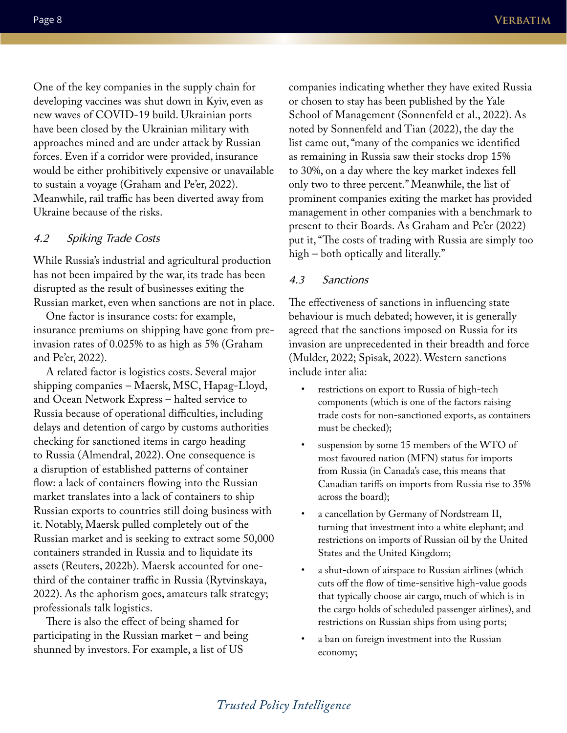One of the key companies in the supply chain for developing vaccines was shut down in Kyiv, even as new waves of COVID-19 build. Ukrainian ports have been closed by the Ukrainian military with approaches mined and are under attack by Russian forces. Even if a corridor were provided, insurance would be either prohibitively expensive or unavailable to sustain a voyage (Graham and Pe'er, 2022). Meanwhile, rail traffic has been diverted away from Ukraine because of the risks.

### *4.2 Spiking Trade Costs*

While Russia's industrial and agricultural production has not been impaired by the war, its trade has been disrupted as the result of businesses exiting the Russian market, even when sanctions are not in place.

One factor is insurance costs: for example, insurance premiums on shipping have gone from pre-invasion rates of 0.025% to as high as 5% (Graham and Pe'er, 2022).

A related factor is logistics costs. Several major shipping companies – Maersk, MSC, Hapag-Lloyd, and Ocean Network Express – halted service to Russia because of operational difficulties, including delays and detention of cargo by customs authorities checking for sanctioned items in cargo heading to Russia (Almendral, 2022). One consequence is a disruption of established patterns of container flow: a lack of containers flowing into the Russian market translates into a lack of containers to ship Russian exports to countries still doing business with it. Notably, Maersk pulled completely out of the Russian market and is seeking to extract some 50,000 containers stranded in Russia and to liquidate its assets (Reuters, 2022b). Maersk accounted for one-third of the container traffic in Russia (Rytvinskaya, 2022). As the aphorism goes, amateurs talk strategy; professionals talk logistics.

There is also the effect of being shamed for participating in the Russian market – and being shunned by investors. For example, a list of US companies indicating whether they have exited Russia or chosen to stay has been published by the Yale School of Management (Sonnenfeld et al., 2022). As noted by Sonnenfeld and Tian (2022), the day the list came out, "many of the companies we identified as remaining in Russia saw their stocks drop 15% to 30%, on a day where the key market indexes fell only two to three percent." Meanwhile, the list of prominent companies exiting the market has provided management in other companies with a benchmark to present to their Boards. As Graham and Pe'er (2022) put it, "The costs of trading with Russia are simply too high – both optically and literally."

### *4.3 Sanctions*

The effectiveness of sanctions in influencing state behaviour is much debated; however, it is generally agreed that the sanctions imposed on Russia for its invasion are unprecedented in their breadth and force (Mulder, 2022; Spisak, 2022). Western sanctions include inter alia:

- restrictions on export to Russia of high-tech components (which is one of the factors raising trade costs for non-sanctioned exports, as containers must be checked);
- suspension by some 15 members of the WTO of most favoured nation (MFN) status for imports from Russia (in Canada's case, this means that Canadian tariffs on imports from Russia rise to 35% across the board);
- a cancellation by Germany of Nordstream II, turning that investment into a white elephant; and restrictions on imports of Russian oil by the United States and the United Kingdom;
- a shut-down of airspace to Russian airlines (which cuts off the flow of time-sensitive high-value goods that typically choose air cargo, much of which is in the cargo holds of scheduled passenger airlines), and restrictions on Russian ships from using ports;
- a ban on foreign investment into the Russian economy;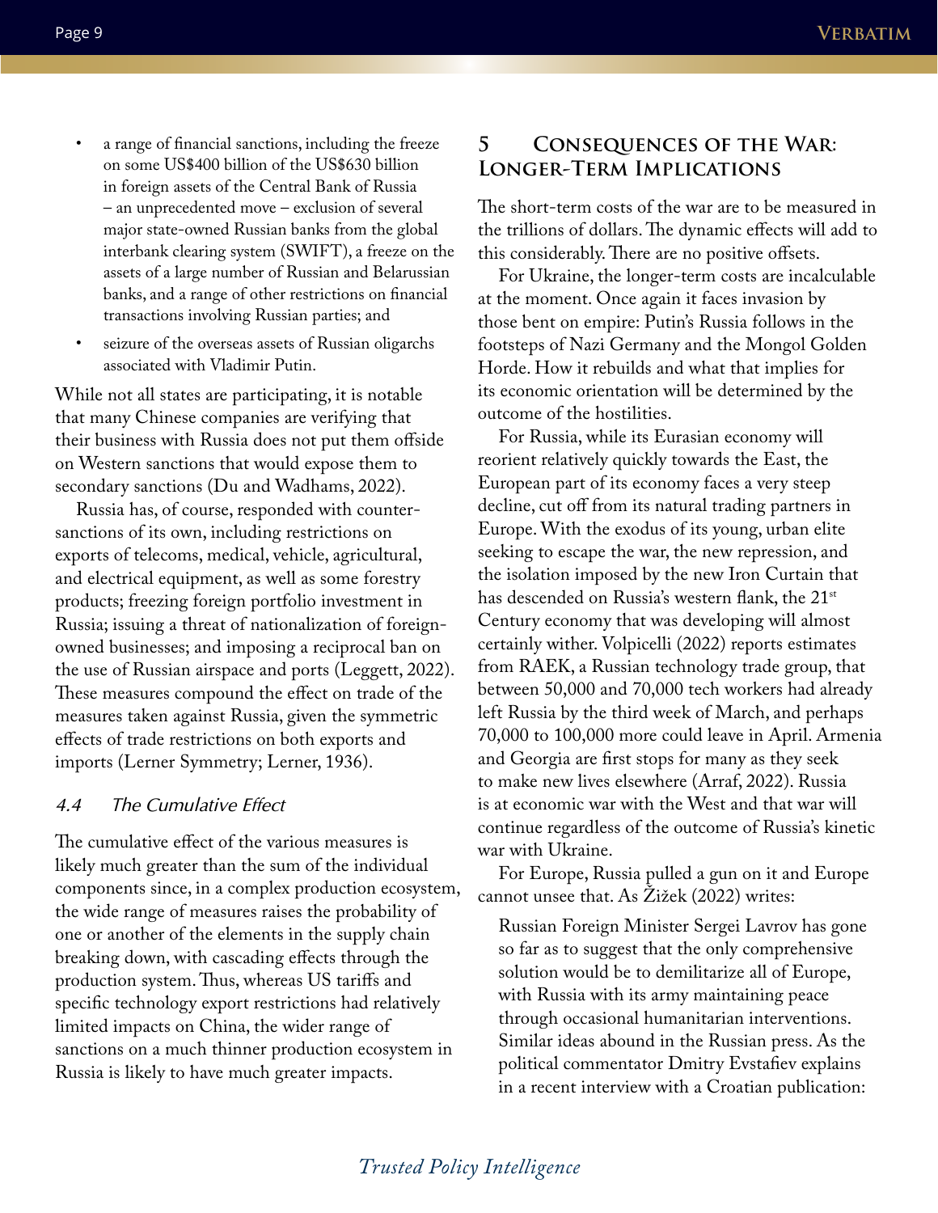- a range of financial sanctions, including the freeze on some US$400 billion of the US$630 billion in foreign assets of the Central Bank of Russia – an unprecedented move – exclusion of several major state-owned Russian banks from the global interbank clearing system (SWIFT), a freeze on the assets of a large number of Russian and Belarussian banks, and a range of other restrictions on financial transactions involving Russian parties; and
- seizure of the overseas assets of Russian oligarchs associated with Vladimir Putin.

While not all states are participating, it is notable that many Chinese companies are verifying that their business with Russia does not put them offside on Western sanctions that would expose them to secondary sanctions (Du and Wadhams, 2022).

Russia has, of course, responded with counter-sanctions of its own, including restrictions on exports of telecoms, medical, vehicle, agricultural, and electrical equipment, as well as some forestry products; freezing foreign portfolio investment in Russia; issuing a threat of nationalization of foreign-owned businesses; and imposing a reciprocal ban on the use of Russian airspace and ports (Leggett, 2022). These measures compound the effect on trade of the measures taken against Russia, given the symmetric effects of trade restrictions on both exports and imports (Lerner Symmetry; Lerner, 1936).

### *4.4 The Cumulative Effect*

The cumulative effect of the various measures is likely much greater than the sum of the individual components since, in a complex production ecosystem, the wide range of measures raises the probability of one or another of the elements in the supply chain breaking down, with cascading effects through the production system. Thus, whereas US tariffs and specific technology export restrictions had relatively limited impacts on China, the wider range of sanctions on a much thinner production ecosystem in Russia is likely to have much greater impacts.

## 5 Consequences of the War: Longer-Term Implications

The short-term costs of the war are to be measured in the trillions of dollars. The dynamic effects will add to this considerably. There are no positive offsets.

For Ukraine, the longer-term costs are incalculable at the moment. Once again it faces invasion by those bent on empire: Putin's Russia follows in the footsteps of Nazi Germany and the Mongol Golden Horde. How it rebuilds and what that implies for its economic orientation will be determined by the outcome of the hostilities.

For Russia, while its Eurasian economy will reorient relatively quickly towards the East, the European part of its economy faces a very steep decline, cut off from its natural trading partners in Europe. With the exodus of its young, urban elite seeking to escape the war, the new repression, and the isolation imposed by the new Iron Curtain that has descended on Russia's western flank, the 21st Century economy that was developing will almost certainly wither. Volpicelli (2022) reports estimates from RAEK, a Russian technology trade group, that between 50,000 and 70,000 tech workers had already left Russia by the third week of March, and perhaps 70,000 to 100,000 more could leave in April. Armenia and Georgia are first stops for many as they seek to make new lives elsewhere (Arraf, 2022). Russia is at economic war with the West and that war will continue regardless of the outcome of Russia's kinetic war with Ukraine.

For Europe, Russia pulled a gun on it and Europe cannot unsee that. As Žižek (2022) writes:

> Russian Foreign Minister Sergei Lavrov has gone so far as to suggest that the only comprehensive solution would be to demilitarize all of Europe, with Russia with its army maintaining peace through occasional humanitarian interventions. Similar ideas abound in the Russian press. As the political commentator Dmitry Evstafiev explains in a recent interview with a Croatian publication: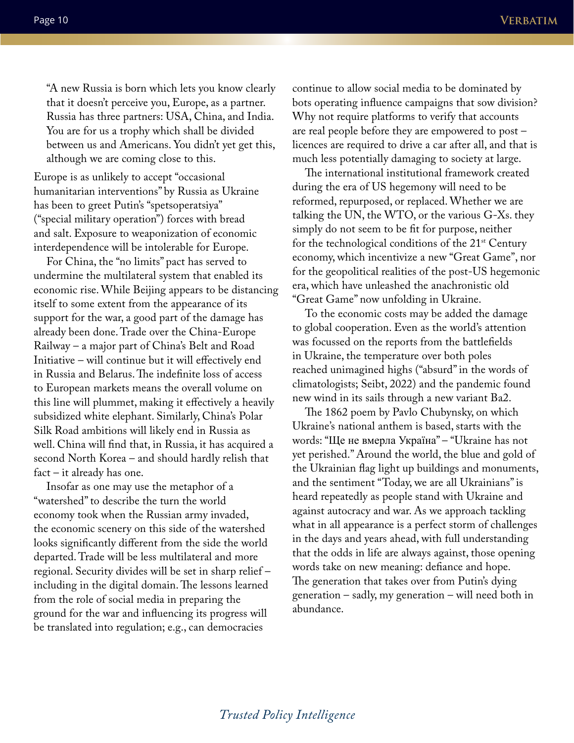> "A new Russia is born which lets you know clearly that it doesn't perceive you, Europe, as a partner. Russia has three partners: USA, China, and India. You are for us a trophy which shall be divided between us and Americans. You didn't yet get this, although we are coming close to this.

Europe is as unlikely to accept "occasional humanitarian interventions" by Russia as Ukraine has been to greet Putin's "spetsoperatsiya" ("special military operation") forces with bread and salt. Exposure to weaponization of economic interdependence will be intolerable for Europe.

For China, the "no limits" pact has served to undermine the multilateral system that enabled its economic rise. While Beijing appears to be distancing itself to some extent from the appearance of its support for the war, a good part of the damage has already been done. Trade over the China-Europe Railway – a major part of China's Belt and Road Initiative – will continue but it will effectively end in Russia and Belarus. The indefinite loss of access to European markets means the overall volume on this line will plummet, making it effectively a heavily subsidized white elephant. Similarly, China's Polar Silk Road ambitions will likely end in Russia as well. China will find that, in Russia, it has acquired a second North Korea – and should hardly relish that fact – it already has one.

Insofar as one may use the metaphor of a "watershed" to describe the turn the world economy took when the Russian army invaded, the economic scenery on this side of the watershed looks significantly different from the side the world departed. Trade will be less multilateral and more regional. Security divides will be set in sharp relief – including in the digital domain. The lessons learned from the role of social media in preparing the ground for the war and influencing its progress will be translated into regulation; e.g., can democracies continue to allow social media to be dominated by bots operating influence campaigns that sow division? Why not require platforms to verify that accounts are real people before they are empowered to post – licences are required to drive a car after all, and that is much less potentially damaging to society at large.

The international institutional framework created during the era of US hegemony will need to be reformed, repurposed, or replaced. Whether we are talking the UN, the WTO, or the various G-Xs. they simply do not seem to be fit for purpose, neither for the technological conditions of the 21st Century economy, which incentivize a new "Great Game", nor for the geopolitical realities of the post-US hegemonic era, which have unleashed the anachronistic old "Great Game" now unfolding in Ukraine.

To the economic costs may be added the damage to global cooperation. Even as the world's attention was focussed on the reports from the battlefields in Ukraine, the temperature over both poles reached unimagined highs ("absurd" in the words of climatologists; Seibt, 2022) and the pandemic found new wind in its sails through a new variant Ba2.

The 1862 poem by Pavlo Chubynsky, on which Ukraine's national anthem is based, starts with the words: "Ще не вмерла Україна" – "Ukraine has not yet perished." Around the world, the blue and gold of the Ukrainian flag light up buildings and monuments, and the sentiment "Today, we are all Ukrainians" is heard repeatedly as people stand with Ukraine and against autocracy and war. As we approach tackling what in all appearance is a perfect storm of challenges in the days and years ahead, with full understanding that the odds in life are always against, those opening words take on new meaning: defiance and hope. The generation that takes over from Putin's dying generation – sadly, my generation – will need both in abundance.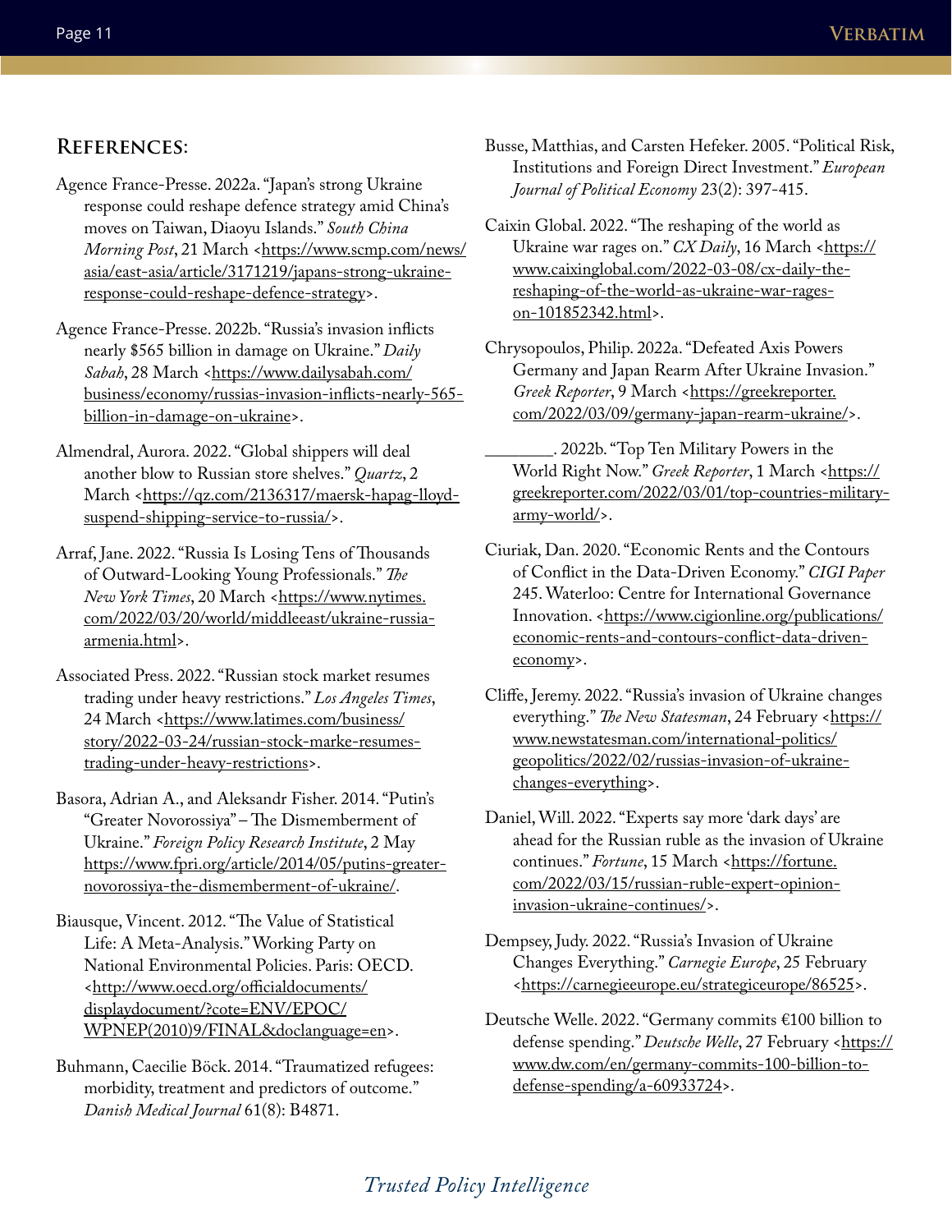## References:

Agence France-Presse. 2022a. "Japan's strong Ukraine response could reshape defence strategy amid China's moves on Taiwan, Diaoyu Islands." *South China Morning Post*, 21 March <https://www.scmp.com/news/asia/east-asia/article/3171219/japans-strong-ukraine-response-could-reshape-defence-strategy>.

Agence France-Presse. 2022b. "Russia's invasion inflicts nearly $565 billion in damage on Ukraine." *Daily Sabah*, 28 March <https://www.dailysabah.com/business/economy/russias-invasion-inflicts-nearly-565-billion-in-damage-on-ukraine>.

Almendral, Aurora. 2022. "Global shippers will deal another blow to Russian store shelves." *Quartz*, 2 March <https://qz.com/2136317/maersk-hapag-lloyd-suspend-shipping-service-to-russia/>.

Arraf, Jane. 2022. "Russia Is Losing Tens of Thousands of Outward-Looking Young Professionals." *The New York Times*, 20 March <https://www.nytimes.com/2022/03/20/world/middleeast/ukraine-russia-armenia.html>.

Associated Press. 2022. "Russian stock market resumes trading under heavy restrictions." *Los Angeles Times*, 24 March <https://www.latimes.com/business/story/2022-03-24/russian-stock-marke-resumes-trading-under-heavy-restrictions>.

Basora, Adrian A., and Aleksandr Fisher. 2014. "Putin's "Greater Novorossiya" – The Dismemberment of Ukraine." *Foreign Policy Research Institute*, 2 May https://www.fpri.org/article/2014/05/putins-greater-novorossiya-the-dismemberment-of-ukraine/.

Biausque, Vincent. 2012. "The Value of Statistical Life: A Meta-Analysis." Working Party on National Environmental Policies. Paris: OECD. <http://www.oecd.org/officialdocuments/displaydocument/?cote=ENV/EPOC/WPNEP(2010)9/FINAL&doclanguage=en>.

Buhmann, Caecilie Böck. 2014. "Traumatized refugees: morbidity, treatment and predictors of outcome." *Danish Medical Journal* 61(8): B4871.

Busse, Matthias, and Carsten Hefeker. 2005. "Political Risk, Institutions and Foreign Direct Investment." *European Journal of Political Economy* 23(2): 397-415.

Caixin Global. 2022. "The reshaping of the world as Ukraine war rages on." *CX Daily*, 16 March <https://www.caixinglobal.com/2022-03-08/cx-daily-the-reshaping-of-the-world-as-ukraine-war-rages-on-101852342.html>.

Chrysopoulos, Philip. 2022a. "Defeated Axis Powers Germany and Japan Rearm After Ukraine Invasion." *Greek Reporter*, 9 March <https://greekreporter.com/2022/03/09/germany-japan-rearm-ukraine/>.

________. 2022b. "Top Ten Military Powers in the World Right Now." *Greek Reporter*, 1 March <https://greekreporter.com/2022/03/01/top-countries-military-army-world/>.

Ciuriak, Dan. 2020. "Economic Rents and the Contours of Conflict in the Data-Driven Economy." *CIGI Paper* 245. Waterloo: Centre for International Governance Innovation. <https://www.cigionline.org/publications/economic-rents-and-contours-conflict-data-driven-economy>.

Cliffe, Jeremy. 2022. "Russia's invasion of Ukraine changes everything." *The New Statesman*, 24 February <https://www.newstatesman.com/international-politics/geopolitics/2022/02/russias-invasion-of-ukraine-changes-everything>.

Daniel, Will. 2022. "Experts say more 'dark days' are ahead for the Russian ruble as the invasion of Ukraine continues." *Fortune*, 15 March <https://fortune.com/2022/03/15/russian-ruble-expert-opinion-invasion-ukraine-continues/>.

Dempsey, Judy. 2022. "Russia's Invasion of Ukraine Changes Everything." *Carnegie Europe*, 25 February <https://carnegieeurope.eu/strategiceurope/86525>.

Deutsche Welle. 2022. "Germany commits €100 billion to defense spending." *Deutsche Welle*, 27 February <https://www.dw.com/en/germany-commits-100-billion-to-defense-spending/a-60933724>.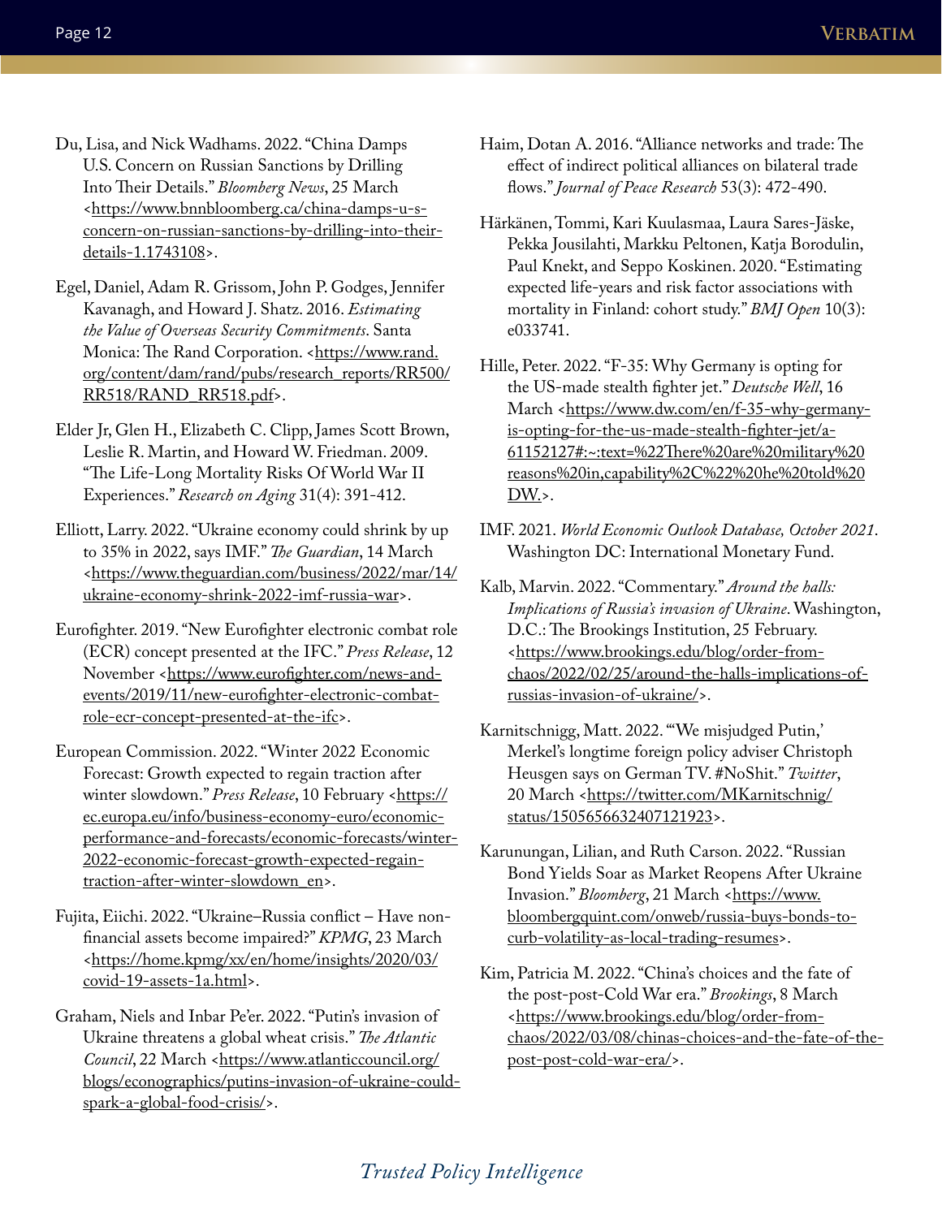Du, Lisa, and Nick Wadhams. 2022. "China Damps U.S. Concern on Russian Sanctions by Drilling Into Their Details." *Bloomberg News*, 25 March <https://www.bnnbloomberg.ca/china-damps-u-s-concern-on-russian-sanctions-by-drilling-into-their-details-1.1743108>.

Egel, Daniel, Adam R. Grissom, John P. Godges, Jennifer Kavanagh, and Howard J. Shatz. 2016. *Estimating the Value of Overseas Security Commitments*. Santa Monica: The Rand Corporation. <https://www.rand.org/content/dam/rand/pubs/research_reports/RR500/RR518/RAND_RR518.pdf>.

Elder Jr, Glen H., Elizabeth C. Clipp, James Scott Brown, Leslie R. Martin, and Howard W. Friedman. 2009. "The Life-Long Mortality Risks Of World War II Experiences." *Research on Aging* 31(4): 391-412.

Elliott, Larry. 2022. "Ukraine economy could shrink by up to 35% in 2022, says IMF." *The Guardian*, 14 March <https://www.theguardian.com/business/2022/mar/14/ukraine-economy-shrink-2022-imf-russia-war>.

Eurofighter. 2019. "New Eurofighter electronic combat role (ECR) concept presented at the IFC." *Press Release*, 12 November <https://www.eurofighter.com/news-and-events/2019/11/new-eurofighter-electronic-combat-role-ecr-concept-presented-at-the-ifc>.

European Commission. 2022. "Winter 2022 Economic Forecast: Growth expected to regain traction after winter slowdown." *Press Release*, 10 February <https://ec.europa.eu/info/business-economy-euro/economic-performance-and-forecasts/economic-forecasts/winter-2022-economic-forecast-growth-expected-regain-traction-after-winter-slowdown_en>.

Fujita, Eiichi. 2022. "Ukraine–Russia conflict – Have non-financial assets become impaired?" *KPMG*, 23 March <https://home.kpmg/xx/en/home/insights/2020/03/covid-19-assets-1a.html>.

Graham, Niels and Inbar Pe'er. 2022. "Putin's invasion of Ukraine threatens a global wheat crisis." *The Atlantic Council*, 22 March <https://www.atlanticcouncil.org/blogs/econographics/putins-invasion-of-ukraine-could-spark-a-global-food-crisis/>.

Haim, Dotan A. 2016. "Alliance networks and trade: The effect of indirect political alliances on bilateral trade flows." *Journal of Peace Research* 53(3): 472-490.

Härkänen, Tommi, Kari Kuulasmaa, Laura Sares-Jäske, Pekka Jousilahti, Markku Peltonen, Katja Borodulin, Paul Knekt, and Seppo Koskinen. 2020. "Estimating expected life-years and risk factor associations with mortality in Finland: cohort study." *BMJ Open* 10(3): e033741.

Hille, Peter. 2022. "F-35: Why Germany is opting for the US-made stealth fighter jet." *Deutsche Well*, 16 March <https://www.dw.com/en/f-35-why-germany-is-opting-for-the-us-made-stealth-fighter-jet/a-61152127#:~:text=%22There%20are%20military%20reasons%20in,capability%2C%22%20he%20told%20DW.>.

IMF. 2021. *World Economic Outlook Database, October 2021*. Washington DC: International Monetary Fund.

Kalb, Marvin. 2022. "Commentary." *Around the halls: Implications of Russia's invasion of Ukraine*. Washington, D.C.: The Brookings Institution, 25 February. <https://www.brookings.edu/blog/order-from-chaos/2022/02/25/around-the-halls-implications-of-russias-invasion-of-ukraine/>.

Karnitschnigg, Matt. 2022. "'We misjudged Putin,' Merkel's longtime foreign policy adviser Christoph Heusgen says on German TV. #NoShit." *Twitter*, 20 March <https://twitter.com/MKarnitschnig/status/1505656632407121923>.

Karunungan, Lilian, and Ruth Carson. 2022. "Russian Bond Yields Soar as Market Reopens After Ukraine Invasion." *Bloomberg*, 21 March <https://www.bloombergquint.com/onweb/russia-buys-bonds-to-curb-volatility-as-local-trading-resumes>.

Kim, Patricia M. 2022. "China's choices and the fate of the post-post-Cold War era." *Brookings*, 8 March <https://www.brookings.edu/blog/order-from-chaos/2022/03/08/chinas-choices-and-the-fate-of-the-post-post-cold-war-era/>.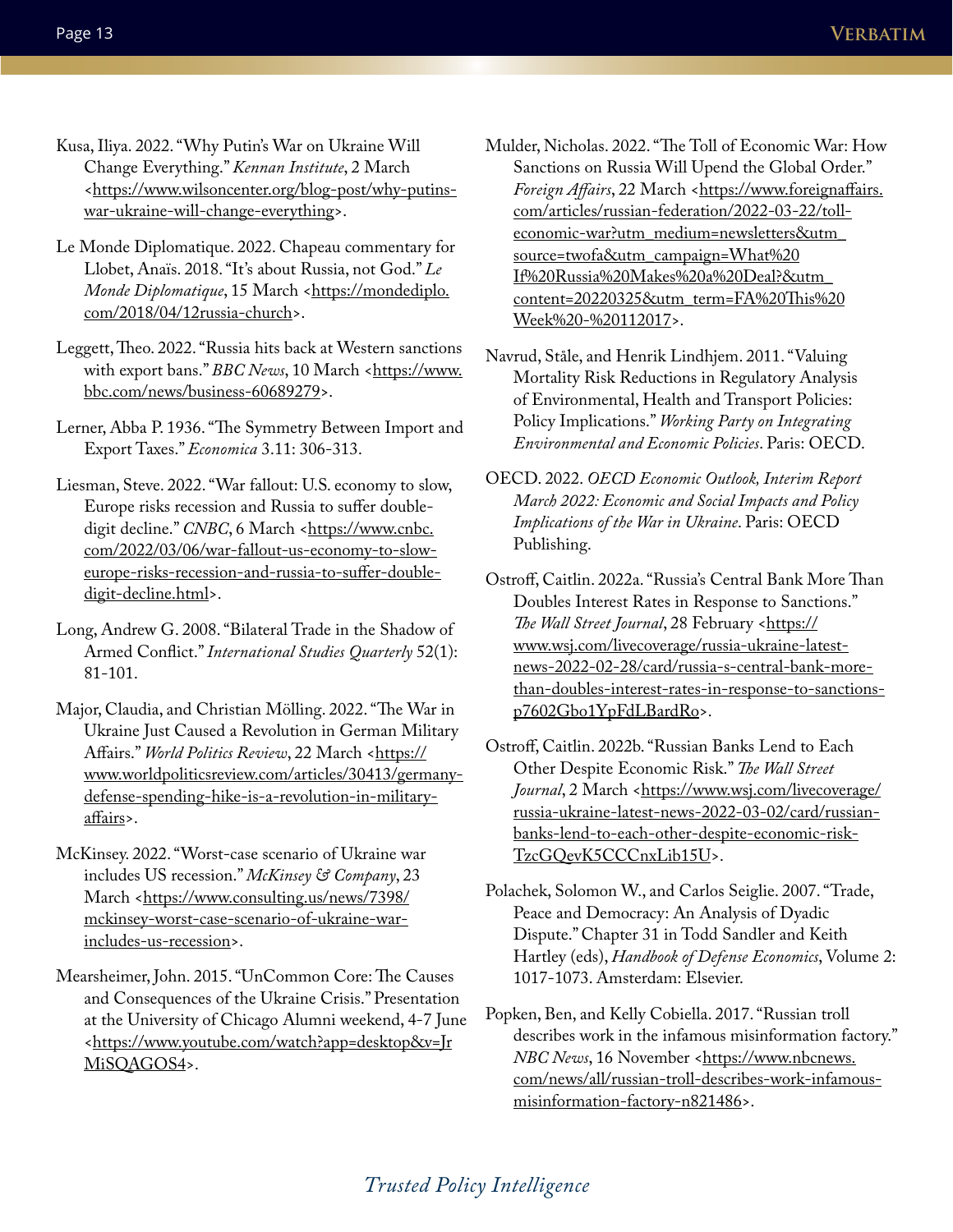Kusa, Iliya. 2022. "Why Putin's War on Ukraine Will Change Everything." *Kennan Institute*, 2 March <https://www.wilsoncenter.org/blog-post/why-putins-war-ukraine-will-change-everything>.

Le Monde Diplomatique. 2022. Chapeau commentary for Llobet, Anaïs. 2018. "It's about Russia, not God." *Le Monde Diplomatique*, 15 March <https://mondediplo.com/2018/04/12russia-church>.

Leggett, Theo. 2022. "Russia hits back at Western sanctions with export bans." *BBC News*, 10 March <https://www.bbc.com/news/business-60689279>.

Lerner, Abba P. 1936. "The Symmetry Between Import and Export Taxes." *Economica* 3.11: 306-313.

Liesman, Steve. 2022. "War fallout: U.S. economy to slow, Europe risks recession and Russia to suffer double-digit decline." *CNBC*, 6 March <https://www.cnbc.com/2022/03/06/war-fallout-us-economy-to-slow-europe-risks-recession-and-russia-to-suffer-double-digit-decline.html>.

Long, Andrew G. 2008. "Bilateral Trade in the Shadow of Armed Conflict." *International Studies Quarterly* 52(1): 81-101.

Major, Claudia, and Christian Mölling. 2022. "The War in Ukraine Just Caused a Revolution in German Military Affairs." *World Politics Review*, 22 March <https://www.worldpoliticsreview.com/articles/30413/germany-defense-spending-hike-is-a-revolution-in-military-affairs>.

McKinsey. 2022. "Worst-case scenario of Ukraine war includes US recession." *McKinsey & Company*, 23 March <https://www.consulting.us/news/7398/mckinsey-worst-case-scenario-of-ukraine-war-includes-us-recession>.

Mearsheimer, John. 2015. "UnCommon Core: The Causes and Consequences of the Ukraine Crisis." Presentation at the University of Chicago Alumni weekend, 4-7 June <https://www.youtube.com/watch?app=desktop&v=JrMiSQAGOS4>.

Mulder, Nicholas. 2022. "The Toll of Economic War: How Sanctions on Russia Will Upend the Global Order." *Foreign Affairs*, 22 March <https://www.foreignaffairs.com/articles/russian-federation/2022-03-22/toll-economic-war?utm_medium=newsletters&utm_source=twofa&utm_campaign=What%20If%20Russia%20Makes%20a%20Deal?&utm_content=20220325&utm_term=FA%20This%20Week%20-%20112017>.

Navrud, Ståle, and Henrik Lindhjem. 2011. "Valuing Mortality Risk Reductions in Regulatory Analysis of Environmental, Health and Transport Policies: Policy Implications." *Working Party on Integrating Environmental and Economic Policies*. Paris: OECD.

OECD. 2022. *OECD Economic Outlook, Interim Report March 2022: Economic and Social Impacts and Policy Implications of the War in Ukraine*. Paris: OECD Publishing.

Ostroff, Caitlin. 2022a. "Russia's Central Bank More Than Doubles Interest Rates in Response to Sanctions." *The Wall Street Journal*, 28 February <https://www.wsj.com/livecoverage/russia-ukraine-latest-news-2022-02-28/card/russia-s-central-bank-more-than-doubles-interest-rates-in-response-to-sanctions-p7602Gbo1YpFdLBardRo>.

Ostroff, Caitlin. 2022b. "Russian Banks Lend to Each Other Despite Economic Risk." *The Wall Street Journal*, 2 March <https://www.wsj.com/livecoverage/russia-ukraine-latest-news-2022-03-02/card/russian-banks-lend-to-each-other-despite-economic-risk-TzcGQevK5CCCnxLib15U>.

Polachek, Solomon W., and Carlos Seiglie. 2007. "Trade, Peace and Democracy: An Analysis of Dyadic Dispute." Chapter 31 in Todd Sandler and Keith Hartley (eds), *Handbook of Defense Economics*, Volume 2: 1017-1073. Amsterdam: Elsevier.

Popken, Ben, and Kelly Cobiella. 2017. "Russian troll describes work in the infamous misinformation factory." *NBC News*, 16 November <https://www.nbcnews.com/news/all/russian-troll-describes-work-infamous-misinformation-factory-n821486>.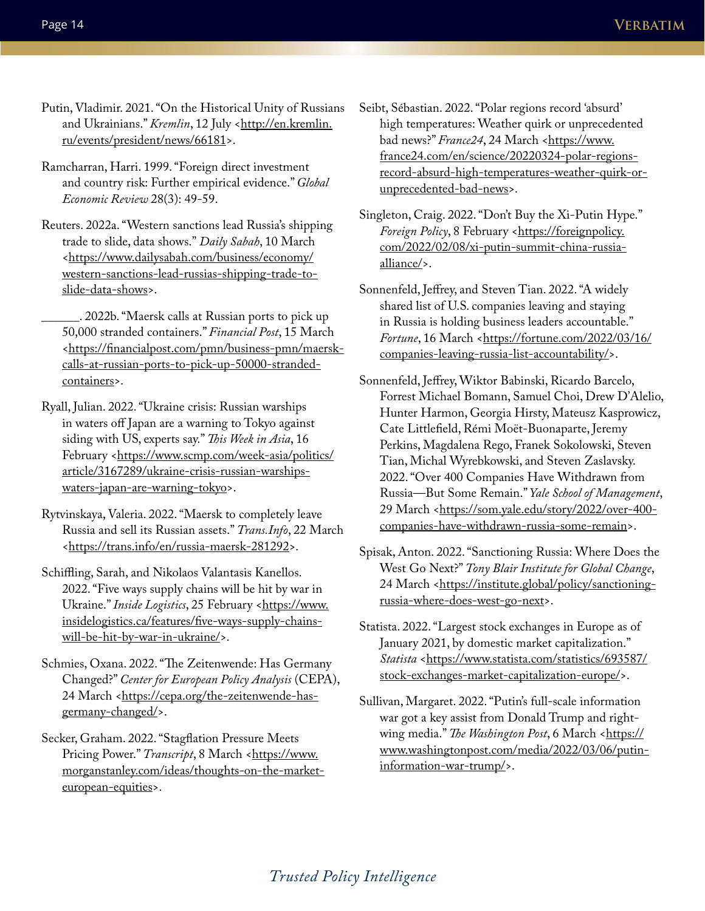Putin, Vladimir. 2021. "On the Historical Unity of Russians and Ukrainians." *Kremlin*, 12 July <http://en.kremlin.ru/events/president/news/66181>.

Ramcharran, Harri. 1999. "Foreign direct investment and country risk: Further empirical evidence." *Global Economic Review* 28(3): 49-59.

Reuters. 2022a. "Western sanctions lead Russia's shipping trade to slide, data shows." *Daily Sabah*, 10 March <https://www.dailysabah.com/business/economy/western-sanctions-lead-russias-shipping-trade-to-slide-data-shows>.

______. 2022b. "Maersk calls at Russian ports to pick up 50,000 stranded containers." *Financial Post*, 15 March <https://financialpost.com/pmn/business-pmn/maersk-calls-at-russian-ports-to-pick-up-50000-stranded-containers>.

Ryall, Julian. 2022. "Ukraine crisis: Russian warships in waters off Japan are a warning to Tokyo against siding with US, experts say." *This Week in Asia*, 16 February <https://www.scmp.com/week-asia/politics/article/3167289/ukraine-crisis-russian-warships-waters-japan-are-warning-tokyo>.

Rytvinskaya, Valeria. 2022. "Maersk to completely leave Russia and sell its Russian assets." *Trans.Info*, 22 March <https://trans.info/en/russia-maersk-281292>.

Schiffling, Sarah, and Nikolaos Valantasis Kanellos. 2022. "Five ways supply chains will be hit by war in Ukraine." *Inside Logistics*, 25 February <https://www.insidelogistics.ca/features/five-ways-supply-chains-will-be-hit-by-war-in-ukraine/>.

Schmies, Oxana. 2022. "The Zeitenwende: Has Germany Changed?" *Center for European Policy Analysis* (CEPA), 24 March <https://cepa.org/the-zeitenwende-has-germany-changed/>.

Secker, Graham. 2022. "Stagflation Pressure Meets Pricing Power." *Transcript*, 8 March <https://www.morganstanley.com/ideas/thoughts-on-the-market-european-equities>.

Seibt, Sébastian. 2022. "Polar regions record 'absurd' high temperatures: Weather quirk or unprecedented bad news?" *France24*, 24 March <https://www.france24.com/en/science/20220324-polar-regions-record-absurd-high-temperatures-weather-quirk-or-unprecedented-bad-news>.

Singleton, Craig. 2022. "Don't Buy the Xi-Putin Hype." *Foreign Policy*, 8 February <https://foreignpolicy.com/2022/02/08/xi-putin-summit-china-russia-alliance/>.

Sonnenfeld, Jeffrey, and Steven Tian. 2022. "A widely shared list of U.S. companies leaving and staying in Russia is holding business leaders accountable." *Fortune*, 16 March <https://fortune.com/2022/03/16/companies-leaving-russia-list-accountability/>.

Sonnenfeld, Jeffrey, Wiktor Babinski, Ricardo Barcelo, Forrest Michael Bomann, Samuel Choi, Drew D'Alelio, Hunter Harmon, Georgia Hirsty, Mateusz Kasprowicz, Cate Littlefield, Rémi Moët-Buonaparte, Jeremy Perkins, Magdalena Rego, Franek Sokolowski, Steven Tian, Michal Wyrebkowski, and Steven Zaslavsky. 2022. "Over 400 Companies Have Withdrawn from Russia—But Some Remain." *Yale School of Management*, 29 March <https://som.yale.edu/story/2022/over-400-companies-have-withdrawn-russia-some-remain>.

Spisak, Anton. 2022. "Sanctioning Russia: Where Does the West Go Next?" *Tony Blair Institute for Global Change*, 24 March <https://institute.global/policy/sanctioning-russia-where-does-west-go-next>.

Statista. 2022. "Largest stock exchanges in Europe as of January 2021, by domestic market capitalization." *Statista* <https://www.statista.com/statistics/693587/stock-exchanges-market-capitalization-europe/>.

Sullivan, Margaret. 2022. "Putin's full-scale information war got a key assist from Donald Trump and right-wing media." *The Washington Post*, 6 March <https://www.washingtonpost.com/media/2022/03/06/putin-information-war-trump/>.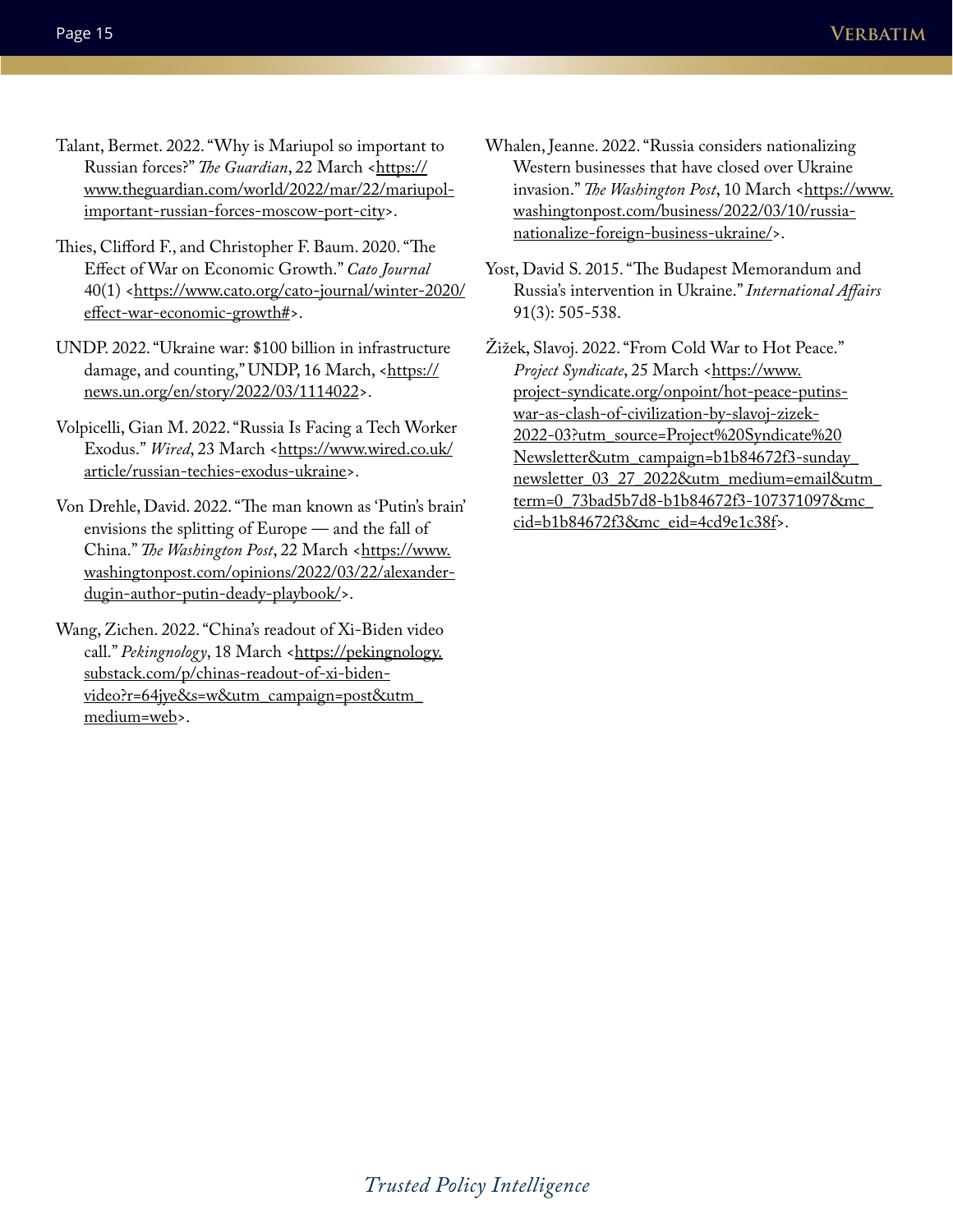Talant, Bermet. 2022. "Why is Mariupol so important to Russian forces?" *The Guardian*, 22 March <https://www.theguardian.com/world/2022/mar/22/mariupol-important-russian-forces-moscow-port-city>.

Thies, Clifford F., and Christopher F. Baum. 2020. "The Effect of War on Economic Growth." *Cato Journal* 40(1) <https://www.cato.org/cato-journal/winter-2020/effect-war-economic-growth#>.

UNDP. 2022. "Ukraine war: $100 billion in infrastructure damage, and counting," UNDP, 16 March, <https://news.un.org/en/story/2022/03/1114022>.

Volpicelli, Gian M. 2022. "Russia Is Facing a Tech Worker Exodus." *Wired*, 23 March <https://www.wired.co.uk/article/russian-techies-exodus-ukraine>.

Von Drehle, David. 2022. "The man known as 'Putin's brain' envisions the splitting of Europe — and the fall of China." *The Washington Post*, 22 March <https://www.washingtonpost.com/opinions/2022/03/22/alexander-dugin-author-putin-deady-playbook/>.

Wang, Zichen. 2022. "China's readout of Xi-Biden video call." *Pekingnology*, 18 March <https://pekingnology.substack.com/p/chinas-readout-of-xi-biden-video?r=64jye&s=w&utm_campaign=post&utm_medium=web>.

Whalen, Jeanne. 2022. "Russia considers nationalizing Western businesses that have closed over Ukraine invasion." *The Washington Post*, 10 March <https://www.washingtonpost.com/business/2022/03/10/russia-nationalize-foreign-business-ukraine/>.

Yost, David S. 2015. "The Budapest Memorandum and Russia's intervention in Ukraine." *International Affairs* 91(3): 505-538.

Žižek, Slavoj. 2022. "From Cold War to Hot Peace." *Project Syndicate*, 25 March <https://www.project-syndicate.org/onpoint/hot-peace-putins-war-as-clash-of-civilization-by-slavoj-zizek-2022-03?utm_source=Project%20Syndicate%20Newsletter&utm_campaign=b1b84672f3-sunday_newsletter_03_27_2022&utm_medium=email&utm_term=0_73bad5b7d8-b1b84672f3-107371097&mc_cid=b1b84672f3&mc_eid=4cd9e1c38f>.

*Trusted Policy Intelligence*